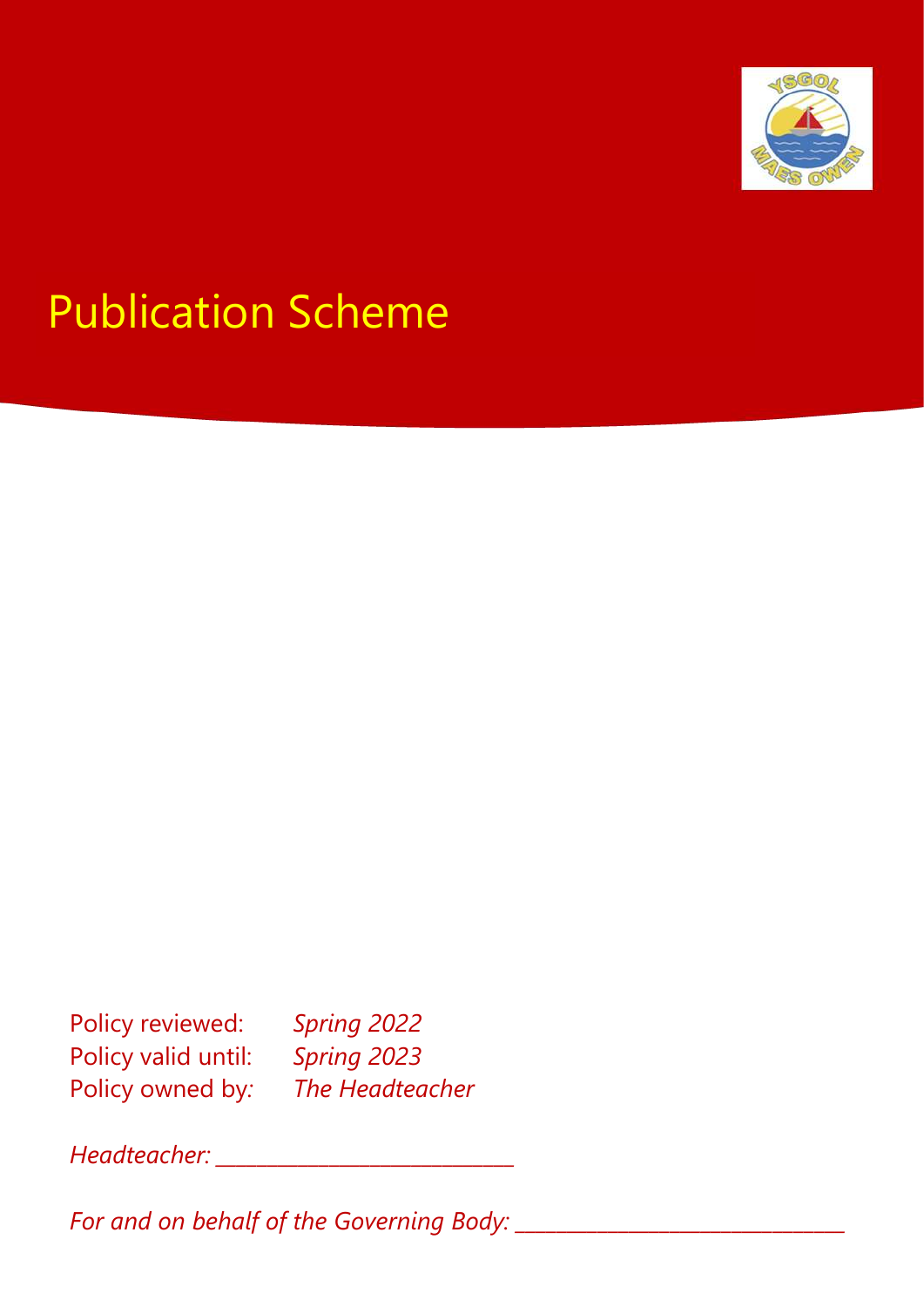# Publication Scheme

Policy reviewed: *Spring 2022*
Policy valid until: *Spring 2023*
Policy owned by: *The Headteacher*

*Headteacher:* ___________________________

*For and on behalf of the Governing Body:* ______________________________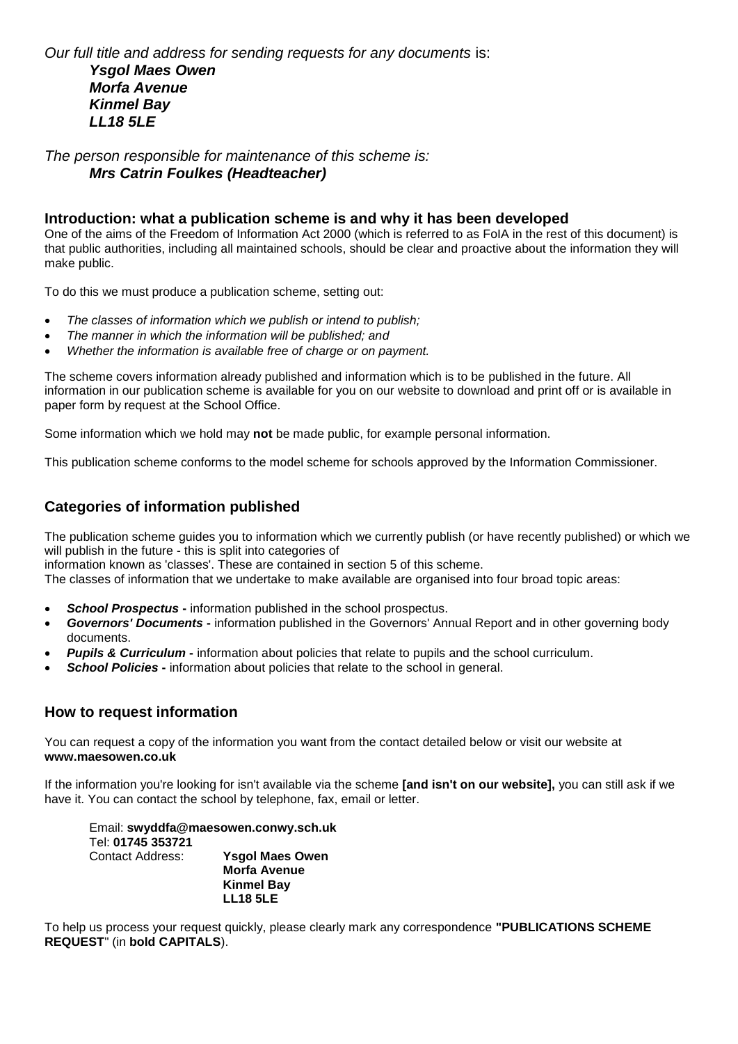*Our full title and address for sending requests for any documents* is:

***Ysgol Maes Owen***
***Morfa Avenue***
***Kinmel Bay***
***LL18 5LE***

*The person responsible for maintenance of this scheme is:*
***Mrs Catrin Foulkes (Headteacher)***

## Introduction: what a publication scheme is and why it has been developed

One of the aims of the Freedom of Information Act 2000 (which is referred to as FoIA in the rest of this document) is that public authorities, including all maintained schools, should be clear and proactive about the information they will make public.

To do this we must produce a publication scheme, setting out:

- *The classes of information which we publish or intend to publish;*
- *The manner in which the information will be published; and*
- *Whether the information is available free of charge or on payment.*

The scheme covers information already published and information which is to be published in the future. All information in our publication scheme is available for you on our website to download and print off or is available in paper form by request at the School Office.

Some information which we hold may **not** be made public, for example personal information.

This publication scheme conforms to the model scheme for schools approved by the Information Commissioner.

## Categories of information published

The publication scheme guides you to information which we currently publish (or have recently published) or which we will publish in the future - this is split into categories of information known as 'classes'. These are contained in section 5 of this scheme.

The classes of information that we undertake to make available are organised into four broad topic areas:

- ***School Prospectus -*** information published in the school prospectus.
- ***Governors' Documents -*** information published in the Governors' Annual Report and in other governing body documents.
- ***Pupils & Curriculum -*** information about policies that relate to pupils and the school curriculum.
- ***School Policies -*** information about policies that relate to the school in general.

## How to request information

You can request a copy of the information you want from the contact detailed below or visit our website at **www.maesowen.co.uk**

If the information you're looking for isn't available via the scheme **[and isn't on our website],** you can still ask if we have it. You can contact the school by telephone, fax, email or letter.

Email: **swyddfa@maesowen.conwy.sch.uk**
Tel: **01745 353721**
Contact Address: **Ysgol Maes Owen**
**Morfa Avenue**
**Kinmel Bay**
**LL18 5LE**

To help us process your request quickly, please clearly mark any correspondence **"PUBLICATIONS SCHEME REQUEST"** (in **bold CAPITALS**).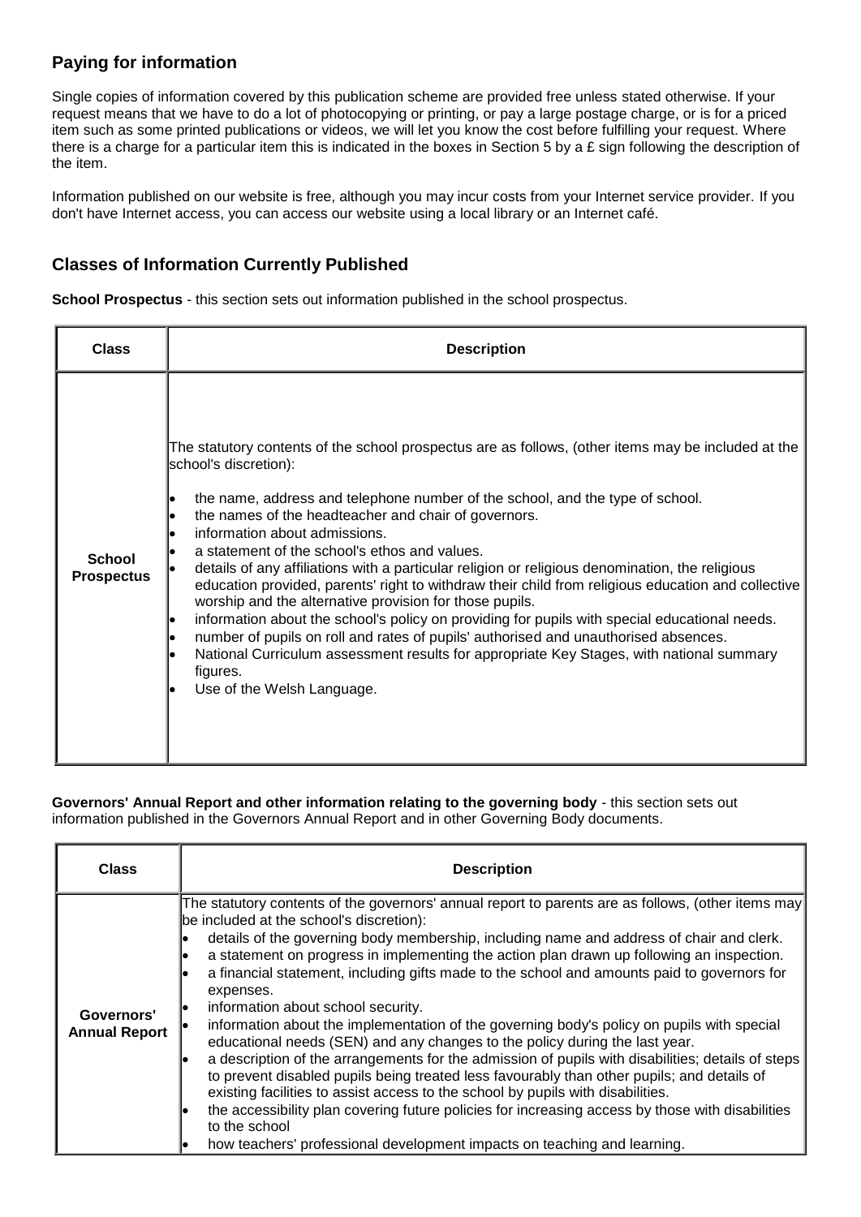## Paying for information

Single copies of information covered by this publication scheme are provided free unless stated otherwise. If your request means that we have to do a lot of photocopying or printing, or pay a large postage charge, or is for a priced item such as some printed publications or videos, we will let you know the cost before fulfilling your request. Where there is a charge for a particular item this is indicated in the boxes in Section 5 by a £ sign following the description of the item.

Information published on our website is free, although you may incur costs from your Internet service provider. If you don't have Internet access, you can access our website using a local library or an Internet café.

## Classes of Information Currently Published

**School Prospectus** - this section sets out information published in the school prospectus.

| Class | Description |
| --- | --- |
| **School Prospectus** | The statutory contents of the school prospectus are as follows, (other items may be included at the school's discretion):<br>• the name, address and telephone number of the school, and the type of school.<br>• the names of the headteacher and chair of governors.<br>• information about admissions.<br>• a statement of the school's ethos and values.<br>• details of any affiliations with a particular religion or religious denomination, the religious education provided, parents' right to withdraw their child from religious education and collective worship and the alternative provision for those pupils.<br>• information about the school's policy on providing for pupils with special educational needs.<br>• number of pupils on roll and rates of pupils' authorised and unauthorised absences.<br>• National Curriculum assessment results for appropriate Key Stages, with national summary figures.<br>• Use of the Welsh Language. |

**Governors' Annual Report and other information relating to the governing body** - this section sets out information published in the Governors Annual Report and in other Governing Body documents.

| Class | Description |
| --- | --- |
| **Governors' Annual Report** | The statutory contents of the governors' annual report to parents are as follows, (other items may be included at the school's discretion):<br>• details of the governing body membership, including name and address of chair and clerk.<br>• a statement on progress in implementing the action plan drawn up following an inspection.<br>• a financial statement, including gifts made to the school and amounts paid to governors for expenses.<br>• information about school security.<br>• information about the implementation of the governing body's policy on pupils with special educational needs (SEN) and any changes to the policy during the last year.<br>• a description of the arrangements for the admission of pupils with disabilities; details of steps to prevent disabled pupils being treated less favourably than other pupils; and details of existing facilities to assist access to the school by pupils with disabilities.<br>• the accessibility plan covering future policies for increasing access by those with disabilities to the school<br>• how teachers' professional development impacts on teaching and learning. |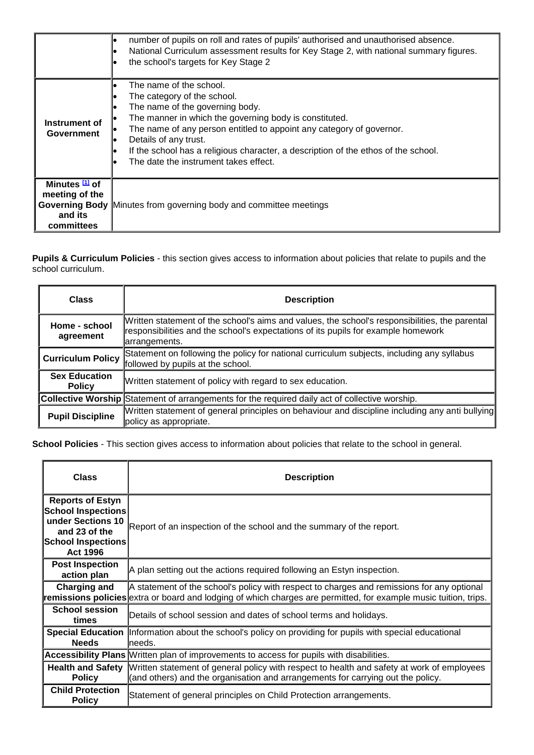| | |
|---|---|
| | <ul><li>number of pupils on roll and rates of pupils' authorised and unauthorised absence.</li><li>National Curriculum assessment results for Key Stage 2, with national summary figures.</li><li>the school's targets for Key Stage 2</li></ul> |
| **Instrument of Government** | <ul><li>The name of the school.</li><li>The category of the school.</li><li>The name of the governing body.</li><li>The manner in which the governing body is constituted.</li><li>The name of any person entitled to appoint any category of governor.</li><li>Details of any trust.</li><li>If the school has a religious character, a description of the ethos of the school.</li><li>The date the instrument takes effect.</li></ul> |
| **Minutes [1] of meeting of the Governing Body and its committees** | Minutes from governing body and committee meetings |

**Pupils & Curriculum Policies** - this section gives access to information about policies that relate to pupils and the school curriculum.

| Class | Description |
|---|---|
| **Home - school agreement** | Written statement of the school's aims and values, the school's responsibilities, the parental responsibilities and the school's expectations of its pupils for example homework arrangements. |
| **Curriculum Policy** | Statement on following the policy for national curriculum subjects, including any syllabus followed by pupils at the school. |
| **Sex Education Policy** | Written statement of policy with regard to sex education. |
| **Collective Worship** | Statement of arrangements for the required daily act of collective worship. |
| **Pupil Discipline** | Written statement of general principles on behaviour and discipline including any anti bullying policy as appropriate. |

**School Policies** - This section gives access to information about policies that relate to the school in general.

| Class | Description |
|---|---|
| **Reports of Estyn School Inspections under Sections 10 and 23 of the School Inspections Act 1996** | Report of an inspection of the school and the summary of the report. |
| **Post Inspection action plan** | A plan setting out the actions required following an Estyn inspection. |
| **Charging and remissions policies** | A statement of the school's policy with respect to charges and remissions for any optional extra or board and lodging of which charges are permitted, for example music tuition, trips. |
| **School session times** | Details of school session and dates of school terms and holidays. |
| **Special Education Needs** | Information about the school's policy on providing for pupils with special educational needs. |
| **Accessibility Plans** | Written plan of improvements to access for pupils with disabilities. |
| **Health and Safety Policy** | Written statement of general policy with respect to health and safety at work of employees (and others) and the organisation and arrangements for carrying out the policy. |
| **Child Protection Policy** | Statement of general principles on Child Protection arrangements. |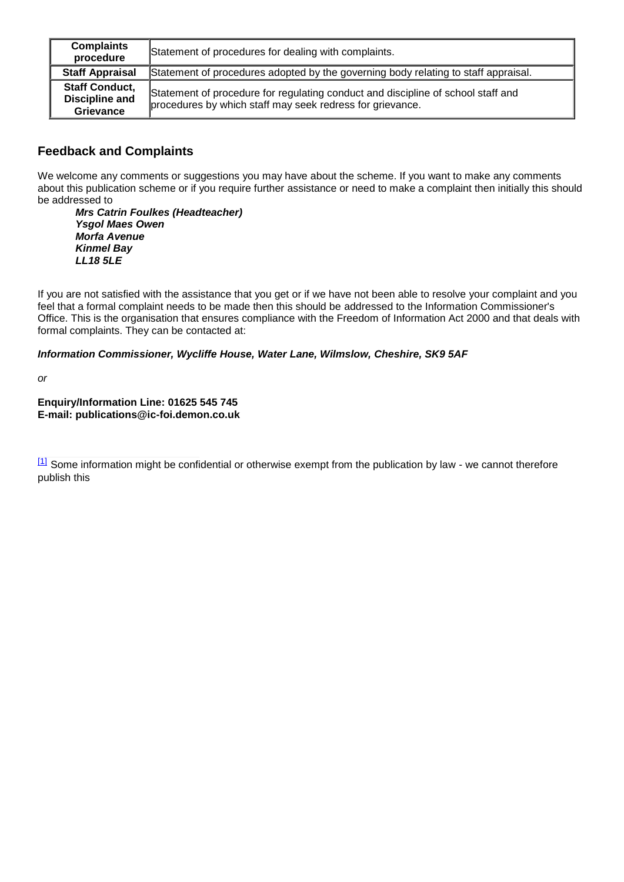| | |
|---|---|
| **Complaints procedure** | Statement of procedures for dealing with complaints. |
| **Staff Appraisal** | Statement of procedures adopted by the governing body relating to staff appraisal. |
| **Staff Conduct, Discipline and Grievance** | Statement of procedure for regulating conduct and discipline of school staff and procedures by which staff may seek redress for grievance. |

## Feedback and Complaints

We welcome any comments or suggestions you may have about the scheme. If you want to make any comments about this publication scheme or if you require further assistance or need to make a complaint then initially this should be addressed to

***Mrs Catrin Foulkes (Headteacher)***
***Ysgol Maes Owen***
***Morfa Avenue***
***Kinmel Bay***
***LL18 5LE***

If you are not satisfied with the assistance that you get or if we have not been able to resolve your complaint and you feel that a formal complaint needs to be made then this should be addressed to the Information Commissioner's Office. This is the organisation that ensures compliance with the Freedom of Information Act 2000 and that deals with formal complaints. They can be contacted at:

***Information Commissioner, Wycliffe House, Water Lane, Wilmslow, Cheshire, SK9 5AF***

*or*

**Enquiry/Information Line: 01625 545 745**
**E-mail: publications@ic-foi.demon.co.uk**

[1] Some information might be confidential or otherwise exempt from the publication by law - we cannot therefore publish this